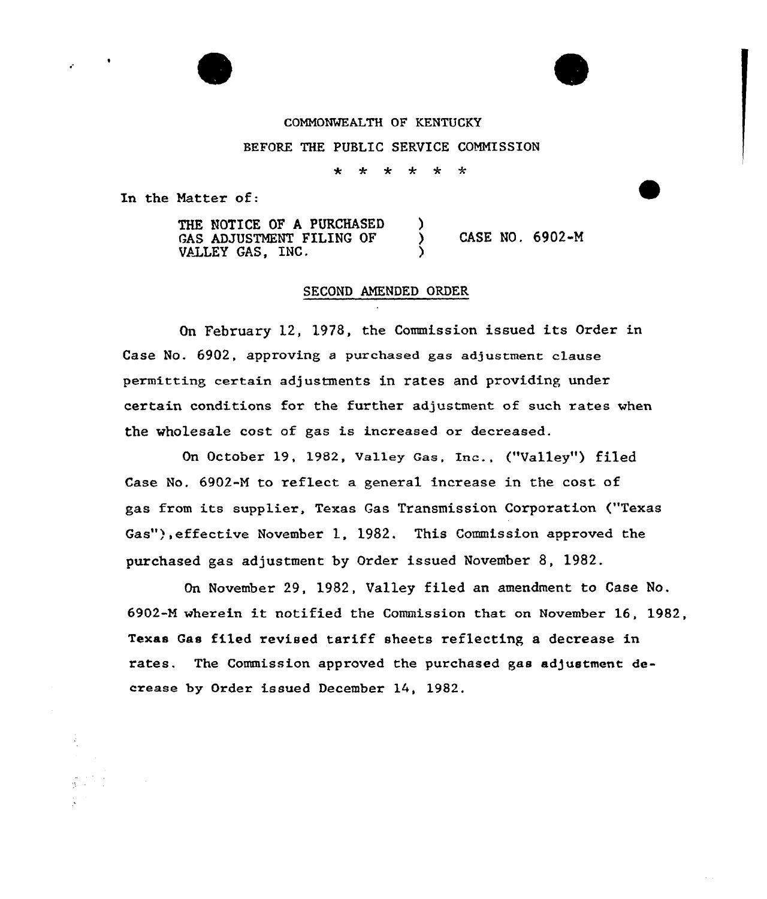COMMONWEALTH OF KENTUCKY

BEFORE THE PUBLIC SERVICE COMMISSION

\* \* \* \* \* \*

In the Matter of:

THE NOTICE OF A PURCHASED GAS ADJUSTMENT FILING OF VALLEY GAS, INC. ) CASE NO. 6902-M

## SECOND AMENDED ORDER

On February 12, 1978, the Commission issued its Order in Case No. 6902, approving a purchased gas adjustment clause permitting certain adjustments in rates and providing under certain conditions for the further adjustment of such rates when the wholesale cost of gas is increased or decreased.

On October 19, 1982, Valley Gas, Inc., ("Valley") filed Case No. 6902-M to reflect a general increase in the cost of gas from its supplier, Texas Gas Transmission Corporation ("Texas Gas"), effective November 1, 1982. This Commission approved the purchased gas adjustment by Order issued November 8, 1982.

On November 29, 1982, Valley filed an amendment to Case No. 6902-M wherein it notified the Commission that on November 16, 1982, Texas Gas filed revised tariff sheets reflecting a decrease in rates. The Commission approved the purchased gas adjustment decrease by Order issued December 14, 1982.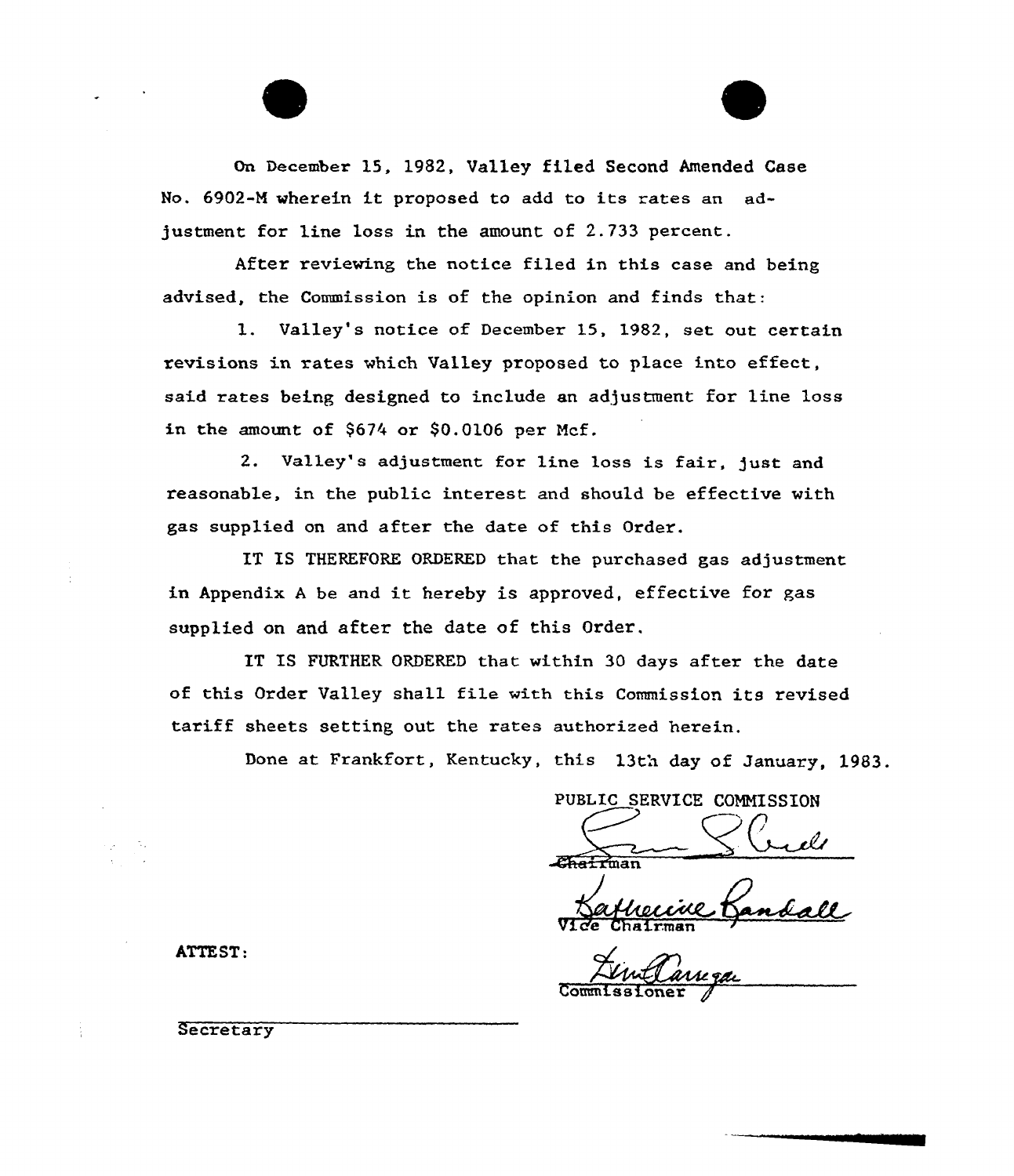On December 15, 1982, Valley filed Second Amended Case No. 6902-M wherein it proposed to add to its rates an adjustment for line loss in the amount of 2.733 percent.

After reviewing the notice filed in this case and being advised, the Commission is of the opinion and finds that:

1. Valley's notice of December 15, 1982, set out certain revisions in rates which Valley proposed to place into effect, said rates being designed to include an adjustment for line loss in the amount of $674 or $0.0106 per Mcf.

2. Valley's adjustment for line loss is fair, just and reasonable, in the public interest and should be effective with gas supplied on and after the date of this Order.

IT IS THEREFORE ORDERED that the purchased gas adjustment in Appendix A be and it hereby is approved, effective for gas supplied on and after the date of this Order.

IT IS FURTHER ORDERED that within 30 days after the date of this Order Valley shall file with this Commission its revised tariff sheets setting out the rates authorized herein.

Done at Frankfort, Kentucky, this 13th day of January, 1983.

PUBLIC SERVICE COMMISSION

Chairman

Vice Chairman

Commissioner

ATTEST:

Secretary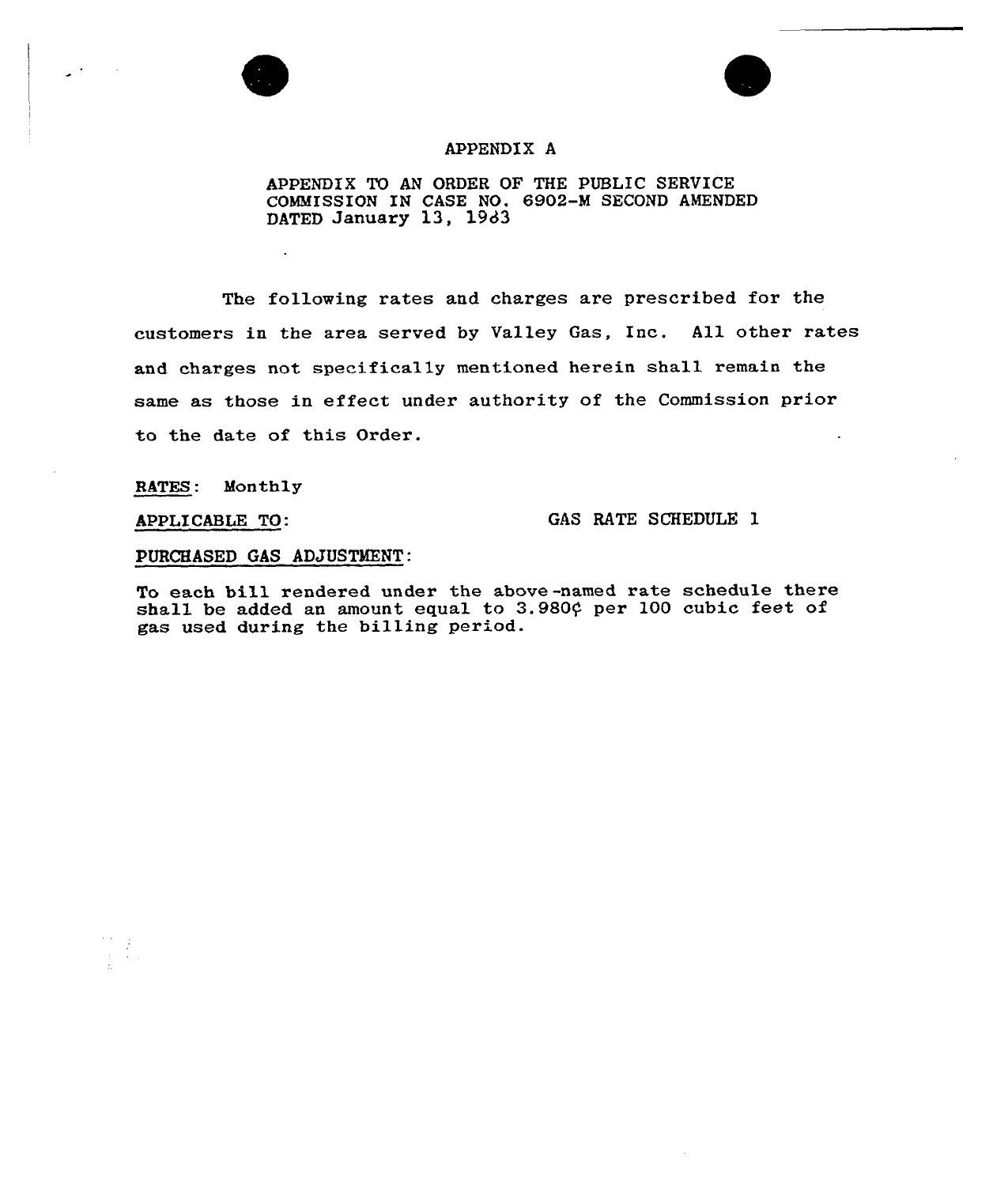# APPENDIX A

APPENDIX TO AN ORDER OF THE PUBLIC SERVICE COMMISSION IN CASE NO. 6902-M SECOND AMENDED DATED January 13, 1983

The following rates and charges are prescribed for the customers in the area served by Valley Gas, Inc. All other rates and charges not specifically mentioned herein shall remain the same as those in effect under authority of the Commission prior to the date of this Order.

RATES: Monthly

APPLICABLE TO: GAS RATE SCHEDULE 1

PURCHASED GAS ADJUSTMENT:

To each bill rendered under the above-named rate schedule there shall be added an amount equal to 3.980¢ per 100 cubic feet of gas used during the billing period.